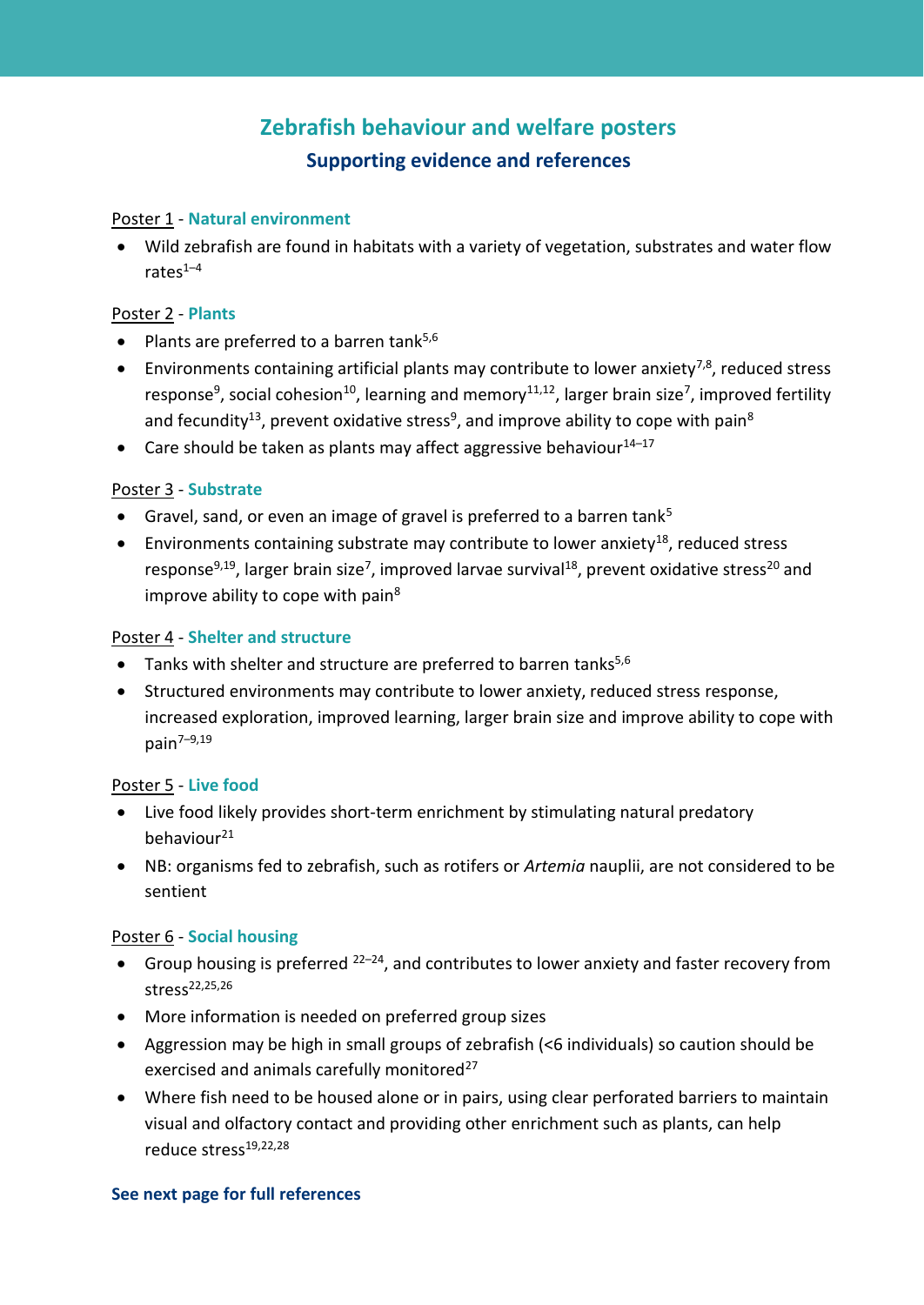# Zebrafish behaviour and welfare posters

## Supporting evidence and references

### Poster 1 - Natural environment

- Wild zebrafish are found in habitats with a variety of vegetation, substrates and water flow rates[1–4]

### Poster 2 - Plants

- Plants are preferred to a barren tank[5,6]
- Environments containing artificial plants may contribute to lower anxiety[7,8], reduced stress response[9], social cohesion[10], learning and memory[11,12], larger brain size[7], improved fertility and fecundity[13], prevent oxidative stress[9], and improve ability to cope with pain[8]
- Care should be taken as plants may affect aggressive behaviour[14–17]

### Poster 3 - Substrate

- Gravel, sand, or even an image of gravel is preferred to a barren tank[5]
- Environments containing substrate may contribute to lower anxiety[18], reduced stress response[9,19], larger brain size[7], improved larvae survival[18], prevent oxidative stress[20] and improve ability to cope with pain[8]

### Poster 4 - Shelter and structure

- Tanks with shelter and structure are preferred to barren tanks[5,6]
- Structured environments may contribute to lower anxiety, reduced stress response, increased exploration, improved learning, larger brain size and improve ability to cope with pain[7–9,19]

### Poster 5 - Live food

- Live food likely provides short-term enrichment by stimulating natural predatory behaviour[21]
- NB: organisms fed to zebrafish, such as rotifers or *Artemia* nauplii, are not considered to be sentient

### Poster 6 - Social housing

- Group housing is preferred [22–24], and contributes to lower anxiety and faster recovery from stress[22,25,26]
- More information is needed on preferred group sizes
- Aggression may be high in small groups of zebrafish (<6 individuals) so caution should be exercised and animals carefully monitored[27]
- Where fish need to be housed alone or in pairs, using clear perforated barriers to maintain visual and olfactory contact and providing other enrichment such as plants, can help reduce stress[19,22,28]

**See next page for full references**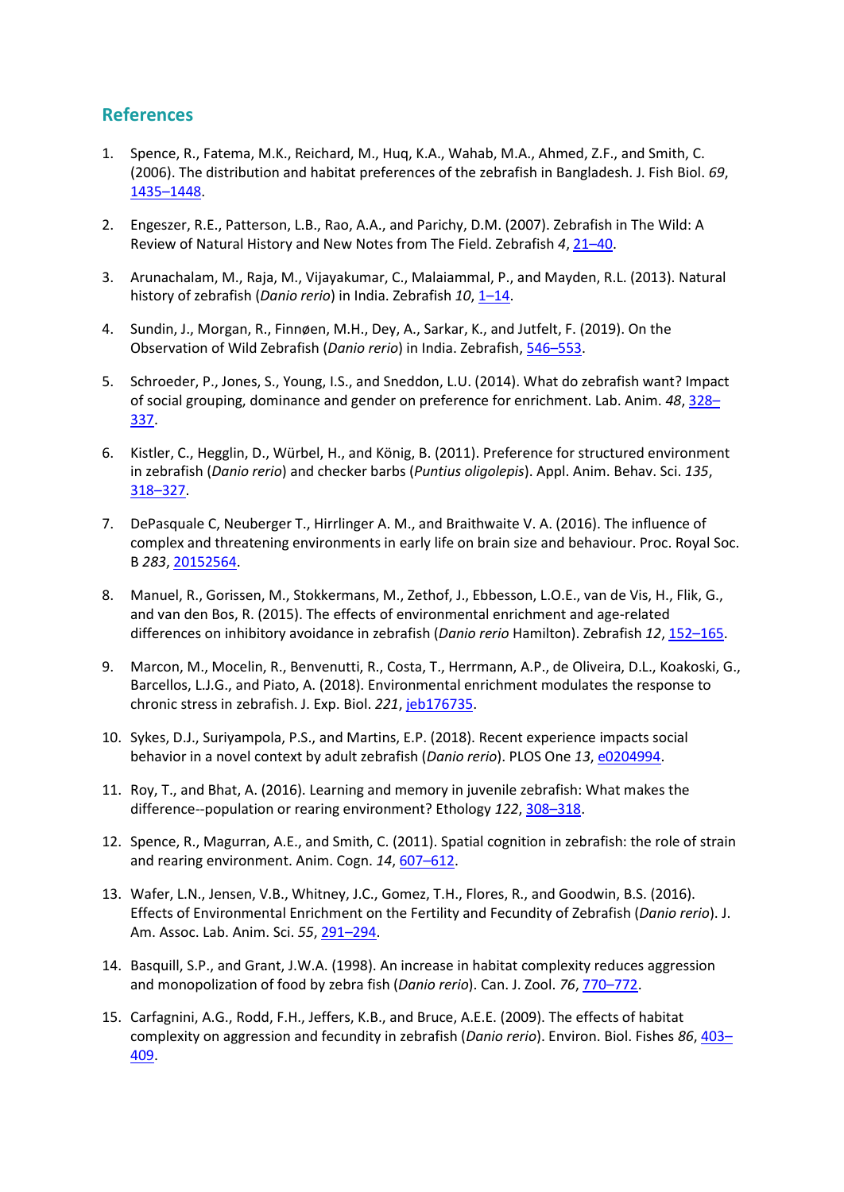## References

1. Spence, R., Fatema, M.K., Reichard, M., Huq, K.A., Wahab, M.A., Ahmed, Z.F., and Smith, C. (2006). The distribution and habitat preferences of the zebrafish in Bangladesh. J. Fish Biol. *69*, 1435–1448.

2. Engeszer, R.E., Patterson, L.B., Rao, A.A., and Parichy, D.M. (2007). Zebrafish in The Wild: A Review of Natural History and New Notes from The Field. Zebrafish *4*, 21–40.

3. Arunachalam, M., Raja, M., Vijayakumar, C., Malaiammal, P., and Mayden, R.L. (2013). Natural history of zebrafish (*Danio rerio*) in India. Zebrafish *10*, 1–14.

4. Sundin, J., Morgan, R., Finnøen, M.H., Dey, A., Sarkar, K., and Jutfelt, F. (2019). On the Observation of Wild Zebrafish (*Danio rerio*) in India. Zebrafish, 546–553.

5. Schroeder, P., Jones, S., Young, I.S., and Sneddon, L.U. (2014). What do zebrafish want? Impact of social grouping, dominance and gender on preference for enrichment. Lab. Anim. *48*, 328–337.

6. Kistler, C., Hegglin, D., Würbel, H., and König, B. (2011). Preference for structured environment in zebrafish (*Danio rerio*) and checker barbs (*Puntius oligolepis*). Appl. Anim. Behav. Sci. *135*, 318–327.

7. DePasquale C, Neuberger T., Hirrlinger A. M., and Braithwaite V. A. (2016). The influence of complex and threatening environments in early life on brain size and behaviour. Proc. Royal Soc. B *283*, 20152564.

8. Manuel, R., Gorissen, M., Stokkermans, M., Zethof, J., Ebbesson, L.O.E., van de Vis, H., Flik, G., and van den Bos, R. (2015). The effects of environmental enrichment and age-related differences on inhibitory avoidance in zebrafish (*Danio rerio* Hamilton). Zebrafish *12*, 152–165.

9. Marcon, M., Mocelin, R., Benvenutti, R., Costa, T., Herrmann, A.P., de Oliveira, D.L., Koakoski, G., Barcellos, L.J.G., and Piato, A. (2018). Environmental enrichment modulates the response to chronic stress in zebrafish. J. Exp. Biol. *221*, jeb176735.

10. Sykes, D.J., Suriyampola, P.S., and Martins, E.P. (2018). Recent experience impacts social behavior in a novel context by adult zebrafish (*Danio rerio*). PLOS One *13*, e0204994.

11. Roy, T., and Bhat, A. (2016). Learning and memory in juvenile zebrafish: What makes the difference--population or rearing environment? Ethology *122*, 308–318.

12. Spence, R., Magurran, A.E., and Smith, C. (2011). Spatial cognition in zebrafish: the role of strain and rearing environment. Anim. Cogn. *14*, 607–612.

13. Wafer, L.N., Jensen, V.B., Whitney, J.C., Gomez, T.H., Flores, R., and Goodwin, B.S. (2016). Effects of Environmental Enrichment on the Fertility and Fecundity of Zebrafish (*Danio rerio*). J. Am. Assoc. Lab. Anim. Sci. *55*, 291–294.

14. Basquill, S.P., and Grant, J.W.A. (1998). An increase in habitat complexity reduces aggression and monopolization of food by zebra fish (*Danio rerio*). Can. J. Zool. *76*, 770–772.

15. Carfagnini, A.G., Rodd, F.H., Jeffers, K.B., and Bruce, A.E.E. (2009). The effects of habitat complexity on aggression and fecundity in zebrafish (*Danio rerio*). Environ. Biol. Fishes *86*, 403–409.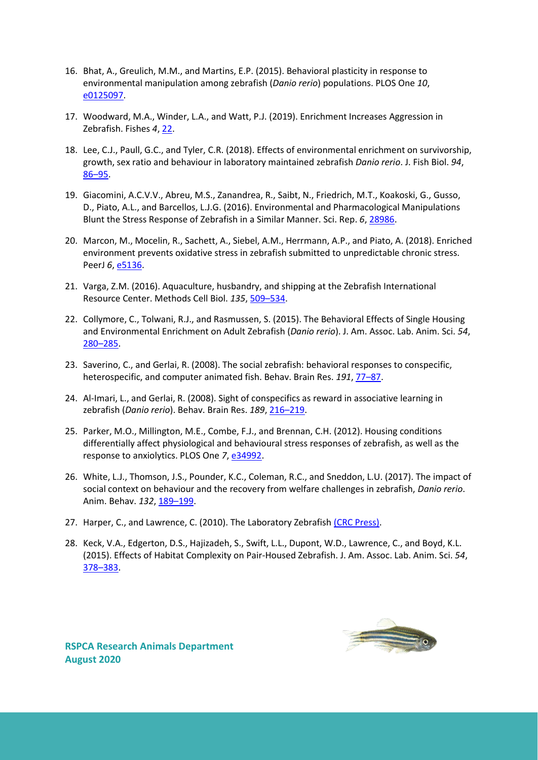16. Bhat, A., Greulich, M.M., and Martins, E.P. (2015). Behavioral plasticity in response to environmental manipulation among zebrafish (*Danio rerio*) populations. PLOS One *10*, e0125097.

17. Woodward, M.A., Winder, L.A., and Watt, P.J. (2019). Enrichment Increases Aggression in Zebrafish. Fishes *4*, 22.

18. Lee, C.J., Paull, G.C., and Tyler, C.R. (2018). Effects of environmental enrichment on survivorship, growth, sex ratio and behaviour in laboratory maintained zebrafish *Danio rerio*. J. Fish Biol. *94*, 86–95.

19. Giacomini, A.C.V.V., Abreu, M.S., Zanandrea, R., Saibt, N., Friedrich, M.T., Koakoski, G., Gusso, D., Piato, A.L., and Barcellos, L.J.G. (2016). Environmental and Pharmacological Manipulations Blunt the Stress Response of Zebrafish in a Similar Manner. Sci. Rep. *6*, 28986.

20. Marcon, M., Mocelin, R., Sachett, A., Siebel, A.M., Herrmann, A.P., and Piato, A. (2018). Enriched environment prevents oxidative stress in zebrafish submitted to unpredictable chronic stress. PeerJ *6*, e5136.

21. Varga, Z.M. (2016). Aquaculture, husbandry, and shipping at the Zebrafish International Resource Center. Methods Cell Biol. *135*, 509–534.

22. Collymore, C., Tolwani, R.J., and Rasmussen, S. (2015). The Behavioral Effects of Single Housing and Environmental Enrichment on Adult Zebrafish (*Danio rerio*). J. Am. Assoc. Lab. Anim. Sci. *54*, 280–285.

23. Saverino, C., and Gerlai, R. (2008). The social zebrafish: behavioral responses to conspecific, heterospecific, and computer animated fish. Behav. Brain Res. *191*, 77–87.

24. Al-Imari, L., and Gerlai, R. (2008). Sight of conspecifics as reward in associative learning in zebrafish (*Danio rerio*). Behav. Brain Res. *189*, 216–219.

25. Parker, M.O., Millington, M.E., Combe, F.J., and Brennan, C.H. (2012). Housing conditions differentially affect physiological and behavioural stress responses of zebrafish, as well as the response to anxiolytics. PLOS One *7*, e34992.

26. White, L.J., Thomson, J.S., Pounder, K.C., Coleman, R.C., and Sneddon, L.U. (2017). The impact of social context on behaviour and the recovery from welfare challenges in zebrafish, *Danio rerio*. Anim. Behav. *132*, 189–199.

27. Harper, C., and Lawrence, C. (2010). The Laboratory Zebrafish (CRC Press).

28. Keck, V.A., Edgerton, D.S., Hajizadeh, S., Swift, L.L., Dupont, W.D., Lawrence, C., and Boyd, K.L. (2015). Effects of Habitat Complexity on Pair-Housed Zebrafish. J. Am. Assoc. Lab. Anim. Sci. *54*, 378–383.

**RSPCA Research Animals Department**
**August 2020**